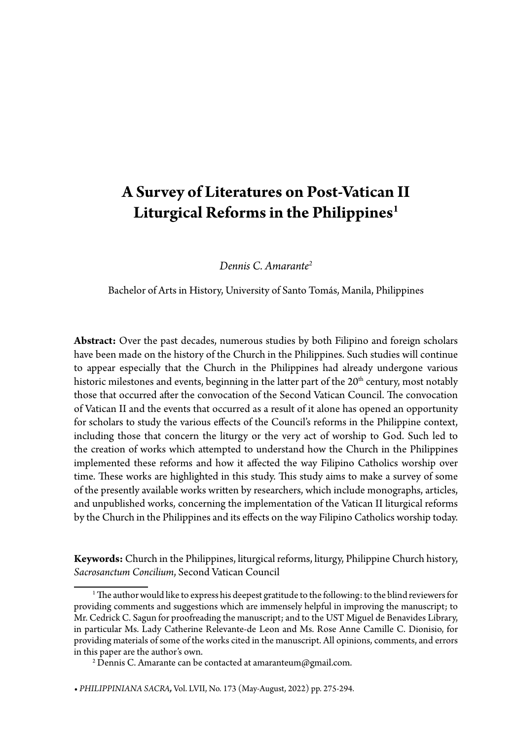# A Survey of Literatures on Post-Vatican II Liturgical Reforms in the Philippines[1]

*Dennis C. Amarante*[2]

Bachelor of Arts in History, University of Santo Tomás, Manila, Philippines

**Abstract:** Over the past decades, numerous studies by both Filipino and foreign scholars have been made on the history of the Church in the Philippines. Such studies will continue to appear especially that the Church in the Philippines had already undergone various historic milestones and events, beginning in the latter part of the 20th century, most notably those that occurred after the convocation of the Second Vatican Council. The convocation of Vatican II and the events that occurred as a result of it alone has opened an opportunity for scholars to study the various effects of the Council's reforms in the Philippine context, including those that concern the liturgy or the very act of worship to God. Such led to the creation of works which attempted to understand how the Church in the Philippines implemented these reforms and how it affected the way Filipino Catholics worship over time. These works are highlighted in this study. This study aims to make a survey of some of the presently available works written by researchers, which include monographs, articles, and unpublished works, concerning the implementation of the Vatican II liturgical reforms by the Church in the Philippines and its effects on the way Filipino Catholics worship today.

**Keywords:** Church in the Philippines, liturgical reforms, liturgy, Philippine Church history, *Sacrosanctum Concilium*, Second Vatican Council

[1] The author would like to express his deepest gratitude to the following: to the blind reviewers for providing comments and suggestions which are immensely helpful in improving the manuscript; to Mr. Cedrick C. Sagun for proofreading the manuscript; and to the UST Miguel de Benavides Library, in particular Ms. Lady Catherine Relevante-de Leon and Ms. Rose Anne Camille C. Dionisio, for providing materials of some of the works cited in the manuscript. All opinions, comments, and errors in this paper are the author's own.

[2] Dennis C. Amarante can be contacted at amaranteum@gmail.com.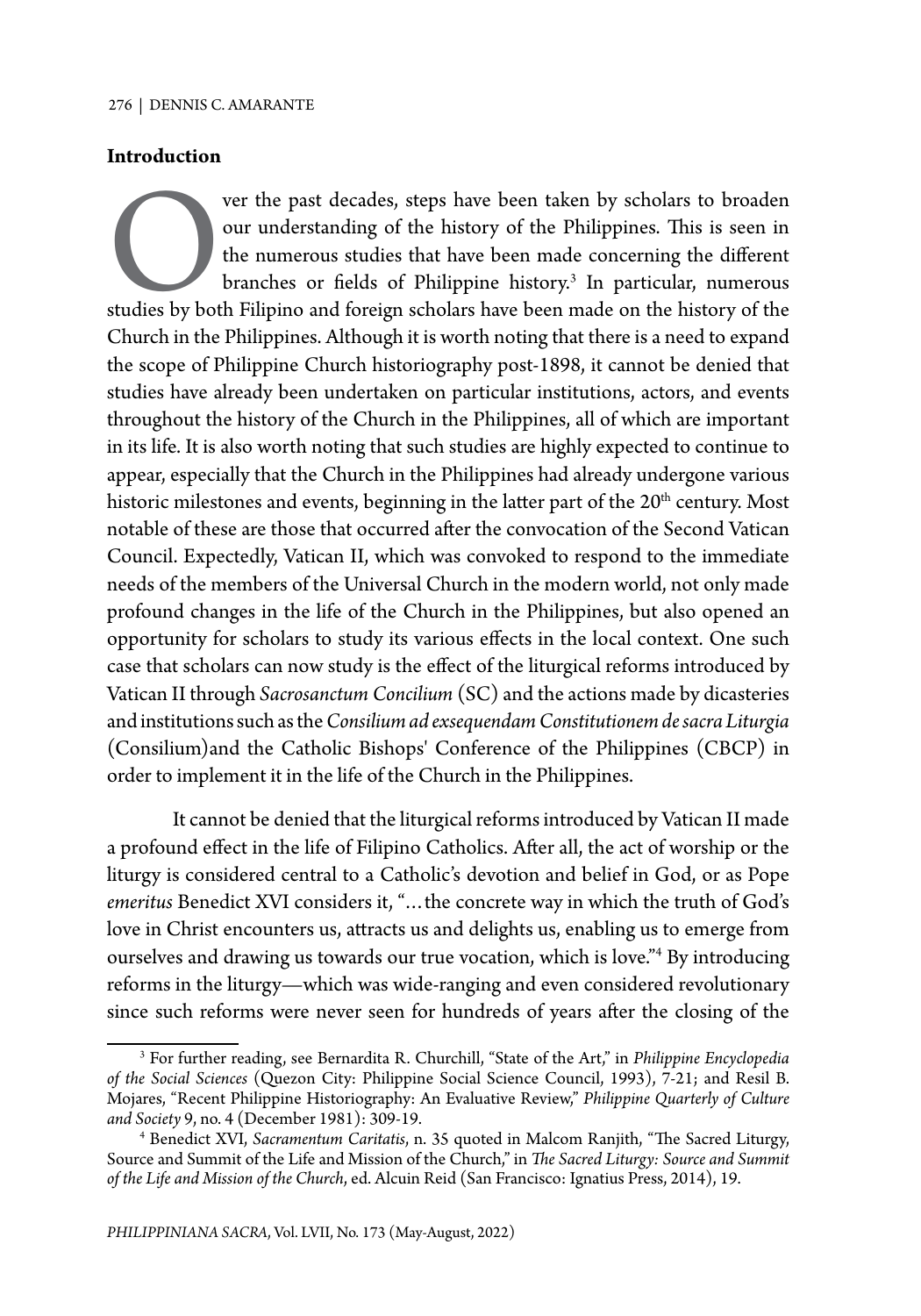## Introduction

Over the past decades, steps have been taken by scholars to broaden our understanding of the history of the Philippines. This is seen in the numerous studies that have been made concerning the different branches or fields of Philippine history.[3] In particular, numerous studies by both Filipino and foreign scholars have been made on the history of the Church in the Philippines. Although it is worth noting that there is a need to expand the scope of Philippine Church historiography post-1898, it cannot be denied that studies have already been undertaken on particular institutions, actors, and events throughout the history of the Church in the Philippines, all of which are important in its life. It is also worth noting that such studies are highly expected to continue to appear, especially that the Church in the Philippines had already undergone various historic milestones and events, beginning in the latter part of the 20th century. Most notable of these are those that occurred after the convocation of the Second Vatican Council. Expectedly, Vatican II, which was convoked to respond to the immediate needs of the members of the Universal Church in the modern world, not only made profound changes in the life of the Church in the Philippines, but also opened an opportunity for scholars to study its various effects in the local context. One such case that scholars can now study is the effect of the liturgical reforms introduced by Vatican II through *Sacrosanctum Concilium* (SC) and the actions made by dicasteries and institutions such as the *Consilium ad exsequendam Constitutionem de sacra Liturgia* (Consilium)and the Catholic Bishops' Conference of the Philippines (CBCP) in order to implement it in the life of the Church in the Philippines.

It cannot be denied that the liturgical reforms introduced by Vatican II made a profound effect in the life of Filipino Catholics. After all, the act of worship or the liturgy is considered central to a Catholic's devotion and belief in God, or as Pope *emeritus* Benedict XVI considers it, "…the concrete way in which the truth of God's love in Christ encounters us, attracts us and delights us, enabling us to emerge from ourselves and drawing us towards our true vocation, which is love."[4] By introducing reforms in the liturgy—which was wide-ranging and even considered revolutionary since such reforms were never seen for hundreds of years after the closing of the

---

[3] For further reading, see Bernardita R. Churchill, "State of the Art," in *Philippine Encyclopedia of the Social Sciences* (Quezon City: Philippine Social Science Council, 1993), 7-21; and Resil B. Mojares, "Recent Philippine Historiography: An Evaluative Review," *Philippine Quarterly of Culture and Society* 9, no. 4 (December 1981): 309-19.

[4] Benedict XVI, *Sacramentum Caritatis*, n. 35 quoted in Malcom Ranjith, "The Sacred Liturgy, Source and Summit of the Life and Mission of the Church," in *The Sacred Liturgy: Source and Summit of the Life and Mission of the Church*, ed. Alcuin Reid (San Francisco: Ignatius Press, 2014), 19.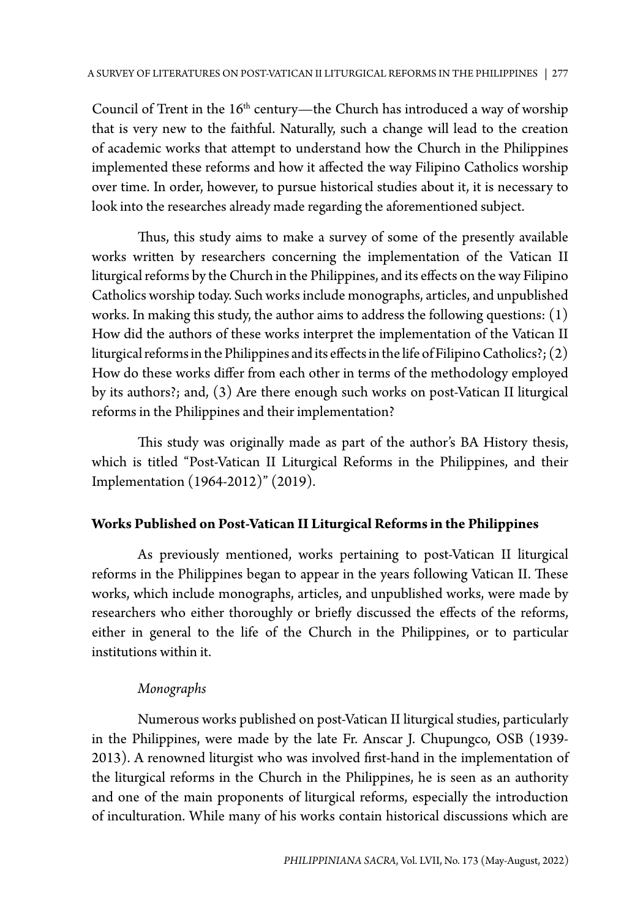Council of Trent in the 16th century—the Church has introduced a way of worship that is very new to the faithful. Naturally, such a change will lead to the creation of academic works that attempt to understand how the Church in the Philippines implemented these reforms and how it affected the way Filipino Catholics worship over time. In order, however, to pursue historical studies about it, it is necessary to look into the researches already made regarding the aforementioned subject.

Thus, this study aims to make a survey of some of the presently available works written by researchers concerning the implementation of the Vatican II liturgical reforms by the Church in the Philippines, and its effects on the way Filipino Catholics worship today. Such works include monographs, articles, and unpublished works. In making this study, the author aims to address the following questions: (1) How did the authors of these works interpret the implementation of the Vatican II liturgical reforms in the Philippines and its effects in the life of Filipino Catholics?; (2) How do these works differ from each other in terms of the methodology employed by its authors?; and, (3) Are there enough such works on post-Vatican II liturgical reforms in the Philippines and their implementation?

This study was originally made as part of the author's BA History thesis, which is titled "Post-Vatican II Liturgical Reforms in the Philippines, and their Implementation (1964-2012)" (2019).

## Works Published on Post-Vatican II Liturgical Reforms in the Philippines

As previously mentioned, works pertaining to post-Vatican II liturgical reforms in the Philippines began to appear in the years following Vatican II. These works, which include monographs, articles, and unpublished works, were made by researchers who either thoroughly or briefly discussed the effects of the reforms, either in general to the life of the Church in the Philippines, or to particular institutions within it.

### *Monographs*

Numerous works published on post-Vatican II liturgical studies, particularly in the Philippines, were made by the late Fr. Anscar J. Chupungco, OSB (1939-2013). A renowned liturgist who was involved first-hand in the implementation of the liturgical reforms in the Church in the Philippines, he is seen as an authority and one of the main proponents of liturgical reforms, especially the introduction of inculturation. While many of his works contain historical discussions which are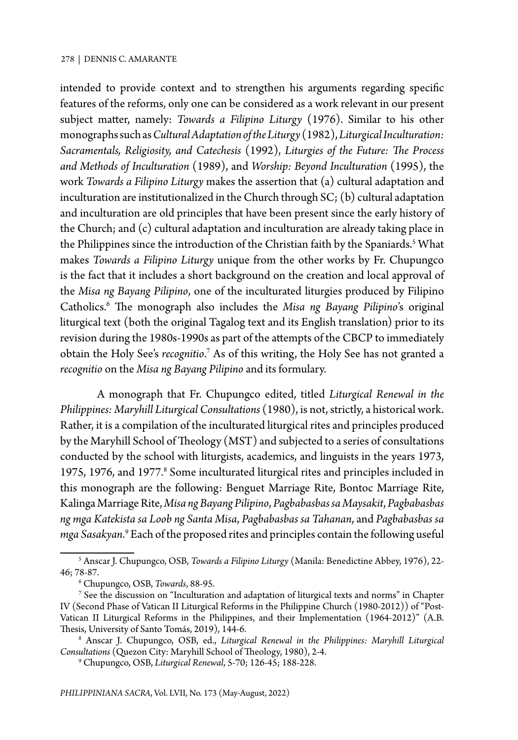intended to provide context and to strengthen his arguments regarding specific features of the reforms, only one can be considered as a work relevant in our present subject matter, namely: *Towards a Filipino Liturgy* (1976). Similar to his other monographs such as *Cultural Adaptation of the Liturgy* (1982), *Liturgical Inculturation: Sacramentals, Religiosity, and Catechesis* (1992), *Liturgies of the Future: The Process and Methods of Inculturation* (1989), and *Worship: Beyond Inculturation* (1995), the work *Towards a Filipino Liturgy* makes the assertion that (a) cultural adaptation and inculturation are institutionalized in the Church through SC; (b) cultural adaptation and inculturation are old principles that have been present since the early history of the Church; and (c) cultural adaptation and inculturation are already taking place in the Philippines since the introduction of the Christian faith by the Spaniards.[5] What makes *Towards a Filipino Liturgy* unique from the other works by Fr. Chupungco is the fact that it includes a short background on the creation and local approval of the *Misa ng Bayang Pilipino*, one of the inculturated liturgies produced by Filipino Catholics.[6] The monograph also includes the *Misa ng Bayang Pilipino*'s original liturgical text (both the original Tagalog text and its English translation) prior to its revision during the 1980s-1990s as part of the attempts of the CBCP to immediately obtain the Holy See's *recognitio*.[7] As of this writing, the Holy See has not granted a *recognitio* on the *Misa ng Bayang Pilipino* and its formulary.

A monograph that Fr. Chupungco edited, titled *Liturgical Renewal in the Philippines: Maryhill Liturgical Consultations* (1980), is not, strictly, a historical work. Rather, it is a compilation of the inculturated liturgical rites and principles produced by the Maryhill School of Theology (MST) and subjected to a series of consultations conducted by the school with liturgists, academics, and linguists in the years 1973, 1975, 1976, and 1977.[8] Some inculturated liturgical rites and principles included in this monograph are the following: Benguet Marriage Rite, Bontoc Marriage Rite, Kalinga Marriage Rite, *Misa ng Bayang Pilipino*, *Pagbabasbas sa Maysakit*, *Pagbabasbas ng mga Katekista sa Loob ng Santa Misa*, *Pagbabasbas sa Tahanan*, and *Pagbabasbas sa mga Sasakyan*.[9] Each of the proposed rites and principles contain the following useful

---

[5] Anscar J. Chupungco, OSB, *Towards a Filipino Liturgy* (Manila: Benedictine Abbey, 1976), 22-46; 78-87.

[6] Chupungco, OSB, *Towards*, 88-95.

[7] See the discussion on "Inculturation and adaptation of liturgical texts and norms" in Chapter IV (Second Phase of Vatican II Liturgical Reforms in the Philippine Church (1980-2012)) of "Post-Vatican II Liturgical Reforms in the Philippines, and their Implementation (1964-2012)" (A.B. Thesis, University of Santo Tomás, 2019), 144-6.

[8] Anscar J. Chupungco, OSB, ed., *Liturgical Renewal in the Philippines: Maryhill Liturgical Consultations* (Quezon City: Maryhill School of Theology, 1980), 2-4.

[9] Chupungco, OSB, *Liturgical Renewal*, 5-70; 126-45; 188-228.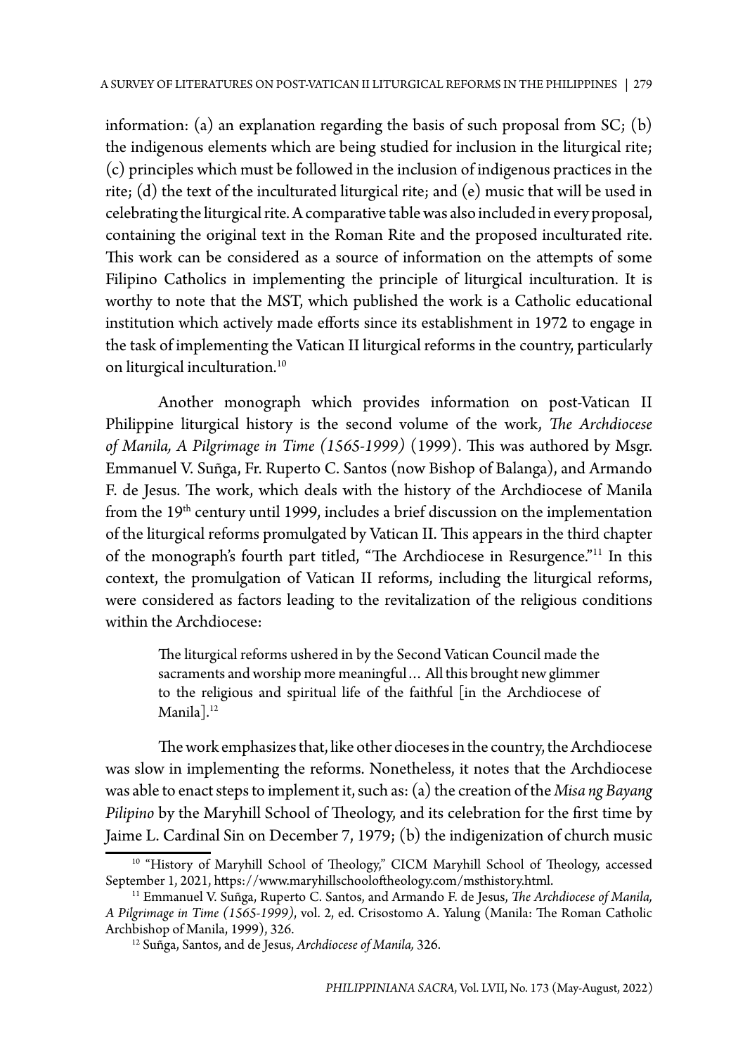information: (a) an explanation regarding the basis of such proposal from SC; (b) the indigenous elements which are being studied for inclusion in the liturgical rite; (c) principles which must be followed in the inclusion of indigenous practices in the rite; (d) the text of the inculturated liturgical rite; and (e) music that will be used in celebrating the liturgical rite. A comparative table was also included in every proposal, containing the original text in the Roman Rite and the proposed inculturated rite. This work can be considered as a source of information on the attempts of some Filipino Catholics in implementing the principle of liturgical inculturation. It is worthy to note that the MST, which published the work is a Catholic educational institution which actively made efforts since its establishment in 1972 to engage in the task of implementing the Vatican II liturgical reforms in the country, particularly on liturgical inculturation.[10]

Another monograph which provides information on post-Vatican II Philippine liturgical history is the second volume of the work, *The Archdiocese of Manila, A Pilgrimage in Time (1565-1999)* (1999). This was authored by Msgr. Emmanuel V. Suñga, Fr. Ruperto C. Santos (now Bishop of Balanga), and Armando F. de Jesus. The work, which deals with the history of the Archdiocese of Manila from the 19th century until 1999, includes a brief discussion on the implementation of the liturgical reforms promulgated by Vatican II. This appears in the third chapter of the monograph's fourth part titled, "The Archdiocese in Resurgence."[11] In this context, the promulgation of Vatican II reforms, including the liturgical reforms, were considered as factors leading to the revitalization of the religious conditions within the Archdiocese:

> The liturgical reforms ushered in by the Second Vatican Council made the sacraments and worship more meaningful… All this brought new glimmer to the religious and spiritual life of the faithful [in the Archdiocese of Manila].[12]

The work emphasizes that, like other dioceses in the country, the Archdiocese was slow in implementing the reforms. Nonetheless, it notes that the Archdiocese was able to enact steps to implement it, such as: (a) the creation of the *Misa ng Bayang Pilipino* by the Maryhill School of Theology, and its celebration for the first time by Jaime L. Cardinal Sin on December 7, 1979; (b) the indigenization of church music

---

[10] "History of Maryhill School of Theology," CICM Maryhill School of Theology, accessed September 1, 2021, https://www.maryhillschooloftheology.com/msthistory.html.

[11] Emmanuel V. Suñga, Ruperto C. Santos, and Armando F. de Jesus, *The Archdiocese of Manila, A Pilgrimage in Time (1565-1999)*, vol. 2, ed. Crisostomo A. Yalung (Manila: The Roman Catholic Archbishop of Manila, 1999), 326.

[12] Suñga, Santos, and de Jesus, *Archdiocese of Manila,* 326.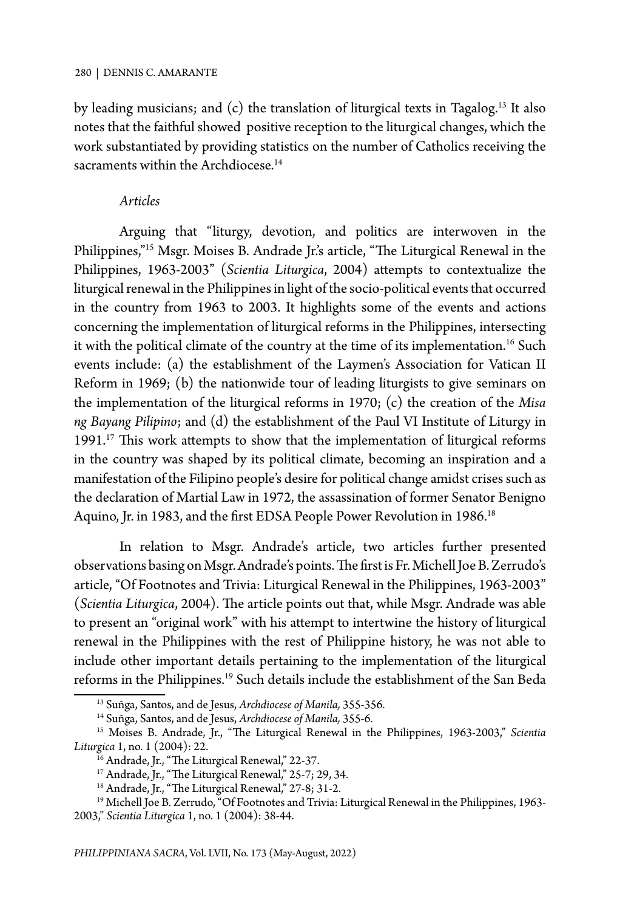by leading musicians; and (c) the translation of liturgical texts in Tagalog.[13] It also notes that the faithful showed positive reception to the liturgical changes, which the work substantiated by providing statistics on the number of Catholics receiving the sacraments within the Archdiocese.[14]

*Articles*

Arguing that "liturgy, devotion, and politics are interwoven in the Philippines,"[15] Msgr. Moises B. Andrade Jr.'s article, "The Liturgical Renewal in the Philippines, 1963-2003" (*Scientia Liturgica*, 2004) attempts to contextualize the liturgical renewal in the Philippines in light of the socio-political events that occurred in the country from 1963 to 2003. It highlights some of the events and actions concerning the implementation of liturgical reforms in the Philippines, intersecting it with the political climate of the country at the time of its implementation.[16] Such events include: (a) the establishment of the Laymen's Association for Vatican II Reform in 1969; (b) the nationwide tour of leading liturgists to give seminars on the implementation of the liturgical reforms in 1970; (c) the creation of the *Misa ng Bayang Pilipino*; and (d) the establishment of the Paul VI Institute of Liturgy in 1991.[17] This work attempts to show that the implementation of liturgical reforms in the country was shaped by its political climate, becoming an inspiration and a manifestation of the Filipino people's desire for political change amidst crises such as the declaration of Martial Law in 1972, the assassination of former Senator Benigno Aquino, Jr. in 1983, and the first EDSA People Power Revolution in 1986.[18]

In relation to Msgr. Andrade's article, two articles further presented observations basing on Msgr. Andrade's points. The first is Fr. Michell Joe B. Zerrudo's article, "Of Footnotes and Trivia: Liturgical Renewal in the Philippines, 1963-2003" (*Scientia Liturgica*, 2004). The article points out that, while Msgr. Andrade was able to present an "original work" with his attempt to intertwine the history of liturgical renewal in the Philippines with the rest of Philippine history, he was not able to include other important details pertaining to the implementation of the liturgical reforms in the Philippines.[19] Such details include the establishment of the San Beda

---

[13] Suñga, Santos, and de Jesus, *Archdiocese of Manila,* 355-356.

[14] Suñga, Santos, and de Jesus, *Archdiocese of Manila,* 355-6.

[15] Moises B. Andrade, Jr., "The Liturgical Renewal in the Philippines, 1963-2003," *Scientia Liturgica* 1, no. 1 (2004): 22.

[16] Andrade, Jr., "The Liturgical Renewal," 22-37.

[17] Andrade, Jr., "The Liturgical Renewal," 25-7; 29, 34.

[18] Andrade, Jr., "The Liturgical Renewal," 27-8; 31-2.

[19] Michell Joe B. Zerrudo, "Of Footnotes and Trivia: Liturgical Renewal in the Philippines, 1963-2003," *Scientia Liturgica* 1, no. 1 (2004): 38-44.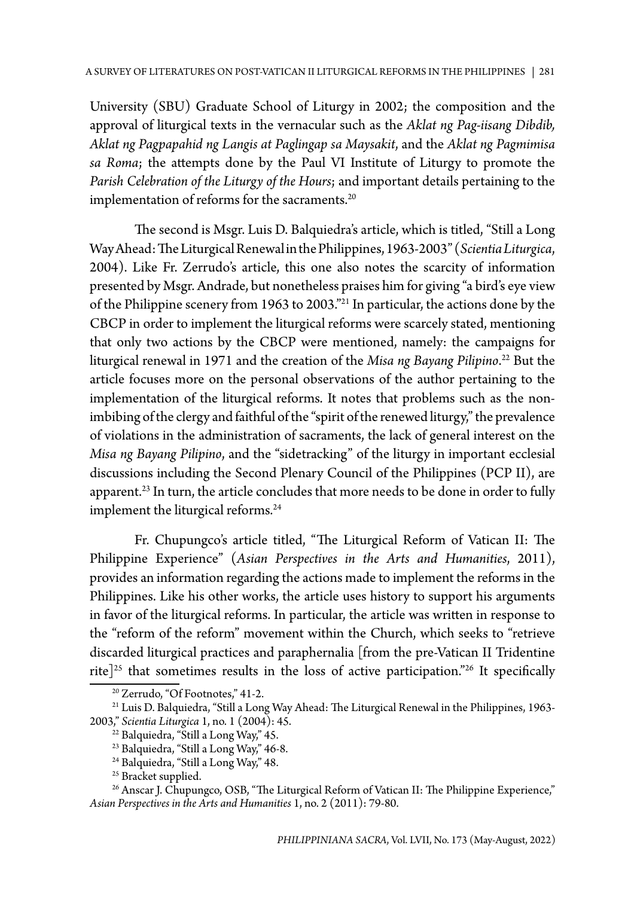University (SBU) Graduate School of Liturgy in 2002; the composition and the approval of liturgical texts in the vernacular such as the *Aklat ng Pag-iisang Dibdib, Aklat ng Pagpapahid ng Langis at Paglingap sa Maysakit*, and the *Aklat ng Pagmimisa sa Roma*; the attempts done by the Paul VI Institute of Liturgy to promote the *Parish Celebration of the Liturgy of the Hours*; and important details pertaining to the implementation of reforms for the sacraments.[20]

The second is Msgr. Luis D. Balquiedra's article, which is titled, "Still a Long Way Ahead: The Liturgical Renewal in the Philippines, 1963-2003" (*Scientia Liturgica*, 2004). Like Fr. Zerrudo's article, this one also notes the scarcity of information presented by Msgr. Andrade, but nonetheless praises him for giving "a bird's eye view of the Philippine scenery from 1963 to 2003."[21] In particular, the actions done by the CBCP in order to implement the liturgical reforms were scarcely stated, mentioning that only two actions by the CBCP were mentioned, namely: the campaigns for liturgical renewal in 1971 and the creation of the *Misa ng Bayang Pilipino*.[22] But the article focuses more on the personal observations of the author pertaining to the implementation of the liturgical reforms. It notes that problems such as the non-imbibing of the clergy and faithful of the "spirit of the renewed liturgy," the prevalence of violations in the administration of sacraments, the lack of general interest on the *Misa ng Bayang Pilipino*, and the "sidetracking" of the liturgy in important ecclesial discussions including the Second Plenary Council of the Philippines (PCP II), are apparent.[23] In turn, the article concludes that more needs to be done in order to fully implement the liturgical reforms.[24]

Fr. Chupungco's article titled, "The Liturgical Reform of Vatican II: The Philippine Experience" (*Asian Perspectives in the Arts and Humanities*, 2011), provides an information regarding the actions made to implement the reforms in the Philippines. Like his other works, the article uses history to support his arguments in favor of the liturgical reforms. In particular, the article was written in response to the "reform of the reform" movement within the Church, which seeks to "retrieve discarded liturgical practices and paraphernalia [from the pre-Vatican II Tridentine rite][25] that sometimes results in the loss of active participation."[26] It specifically

---

[20] Zerrudo, "Of Footnotes," 41-2.

[21] Luis D. Balquiedra, "Still a Long Way Ahead: The Liturgical Renewal in the Philippines, 1963-2003," *Scientia Liturgica* 1, no. 1 (2004): 45.

[22] Balquiedra, "Still a Long Way," 45.

[23] Balquiedra, "Still a Long Way," 46-8.

[24] Balquiedra, "Still a Long Way," 48.

[25] Bracket supplied.

[26] Anscar J. Chupungco, OSB, "The Liturgical Reform of Vatican II: The Philippine Experience," *Asian Perspectives in the Arts and Humanities* 1, no. 2 (2011): 79-80.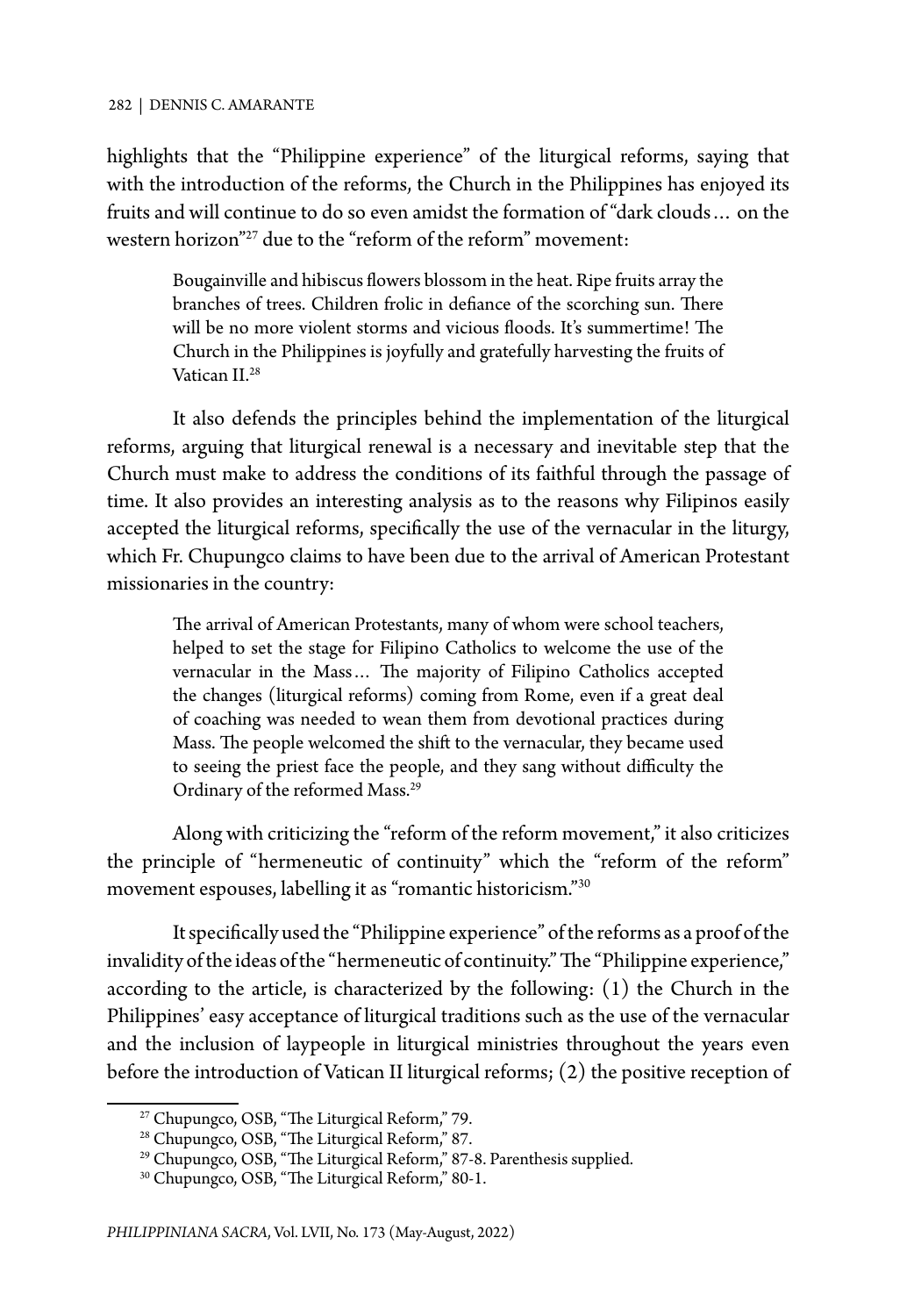highlights that the "Philippine experience" of the liturgical reforms, saying that with the introduction of the reforms, the Church in the Philippines has enjoyed its fruits and will continue to do so even amidst the formation of "dark clouds… on the western horizon"[27] due to the "reform of the reform" movement:

> Bougainville and hibiscus flowers blossom in the heat. Ripe fruits array the branches of trees. Children frolic in defiance of the scorching sun. There will be no more violent storms and vicious floods. It's summertime! The Church in the Philippines is joyfully and gratefully harvesting the fruits of Vatican II.[28]

It also defends the principles behind the implementation of the liturgical reforms, arguing that liturgical renewal is a necessary and inevitable step that the Church must make to address the conditions of its faithful through the passage of time. It also provides an interesting analysis as to the reasons why Filipinos easily accepted the liturgical reforms, specifically the use of the vernacular in the liturgy, which Fr. Chupungco claims to have been due to the arrival of American Protestant missionaries in the country:

> The arrival of American Protestants, many of whom were school teachers, helped to set the stage for Filipino Catholics to welcome the use of the vernacular in the Mass… The majority of Filipino Catholics accepted the changes (liturgical reforms) coming from Rome, even if a great deal of coaching was needed to wean them from devotional practices during Mass. The people welcomed the shift to the vernacular, they became used to seeing the priest face the people, and they sang without difficulty the Ordinary of the reformed Mass.[29]

Along with criticizing the "reform of the reform movement," it also criticizes the principle of "hermeneutic of continuity" which the "reform of the reform" movement espouses, labelling it as "romantic historicism."[30]

It specifically used the "Philippine experience" of the reforms as a proof of the invalidity of the ideas of the "hermeneutic of continuity." The "Philippine experience," according to the article, is characterized by the following: (1) the Church in the Philippines' easy acceptance of liturgical traditions such as the use of the vernacular and the inclusion of laypeople in liturgical ministries throughout the years even before the introduction of Vatican II liturgical reforms; (2) the positive reception of

---

[27] Chupungco, OSB, "The Liturgical Reform," 79.

[28] Chupungco, OSB, "The Liturgical Reform," 87.

[29] Chupungco, OSB, "The Liturgical Reform," 87-8. Parenthesis supplied.

[30] Chupungco, OSB, "The Liturgical Reform," 80-1.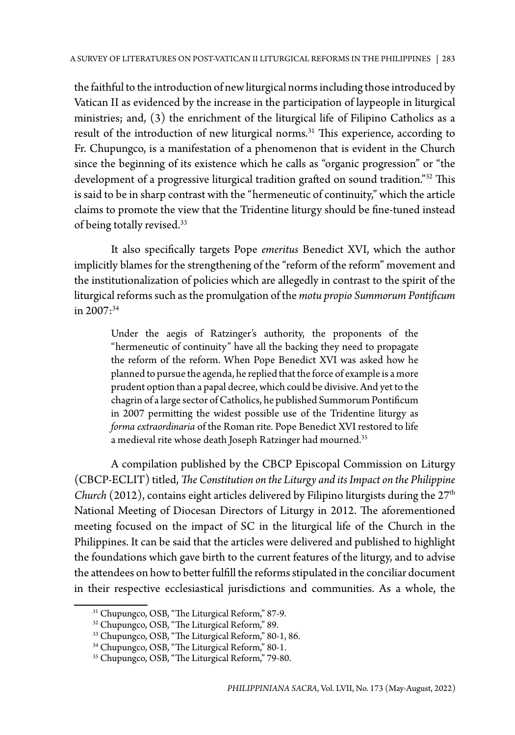the faithful to the introduction of new liturgical norms including those introduced by Vatican II as evidenced by the increase in the participation of laypeople in liturgical ministries; and, (3) the enrichment of the liturgical life of Filipino Catholics as a result of the introduction of new liturgical norms.[31] This experience, according to Fr. Chupungco, is a manifestation of a phenomenon that is evident in the Church since the beginning of its existence which he calls as "organic progression" or "the development of a progressive liturgical tradition grafted on sound tradition."[32] This is said to be in sharp contrast with the "hermeneutic of continuity," which the article claims to promote the view that the Tridentine liturgy should be fine-tuned instead of being totally revised.[33]

It also specifically targets Pope *emeritus* Benedict XVI, which the author implicitly blames for the strengthening of the "reform of the reform" movement and the institutionalization of policies which are allegedly in contrast to the spirit of the liturgical reforms such as the promulgation of the *motu propio Summorum Pontificum* in 2007:[34]

> Under the aegis of Ratzinger's authority, the proponents of the "hermeneutic of continuity" have all the backing they need to propagate the reform of the reform. When Pope Benedict XVI was asked how he planned to pursue the agenda, he replied that the force of example is a more prudent option than a papal decree, which could be divisive. And yet to the chagrin of a large sector of Catholics, he published Summorum Pontificum in 2007 permitting the widest possible use of the Tridentine liturgy as *forma extraordinaria* of the Roman rite. Pope Benedict XVI restored to life a medieval rite whose death Joseph Ratzinger had mourned.[35]

A compilation published by the CBCP Episcopal Commission on Liturgy (CBCP-ECLIT) titled, *The Constitution on the Liturgy and its Impact on the Philippine Church* (2012), contains eight articles delivered by Filipino liturgists during the 27th National Meeting of Diocesan Directors of Liturgy in 2012. The aforementioned meeting focused on the impact of SC in the liturgical life of the Church in the Philippines. It can be said that the articles were delivered and published to highlight the foundations which gave birth to the current features of the liturgy, and to advise the attendees on how to better fulfill the reforms stipulated in the conciliar document in their respective ecclesiastical jurisdictions and communities. As a whole, the

[31] Chupungco, OSB, "The Liturgical Reform," 87-9.

[32] Chupungco, OSB, "The Liturgical Reform," 89.

[33] Chupungco, OSB, "The Liturgical Reform," 80-1, 86.

[34] Chupungco, OSB, "The Liturgical Reform," 80-1.

[35] Chupungco, OSB, "The Liturgical Reform," 79-80.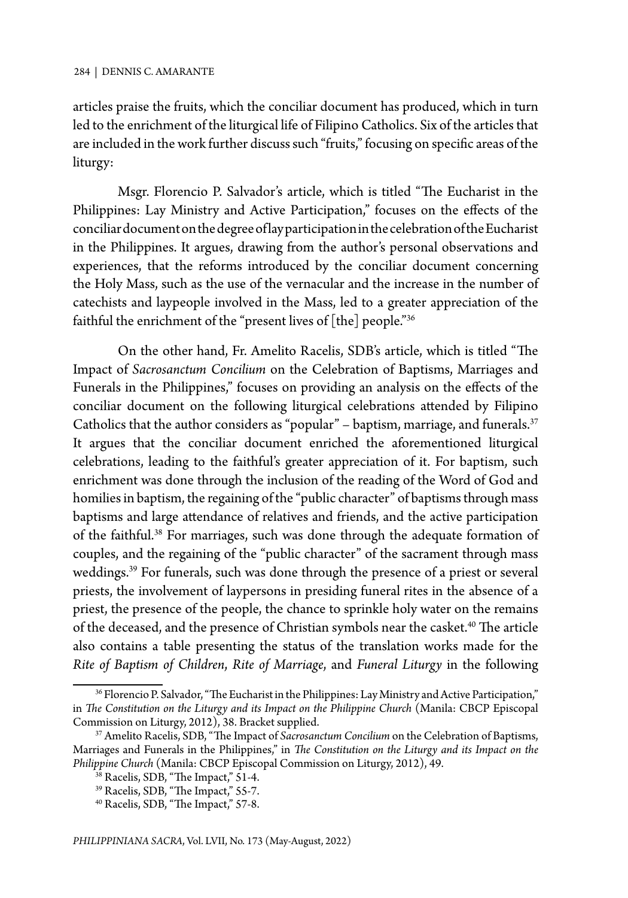articles praise the fruits, which the conciliar document has produced, which in turn led to the enrichment of the liturgical life of Filipino Catholics. Six of the articles that are included in the work further discuss such "fruits," focusing on specific areas of the liturgy:

Msgr. Florencio P. Salvador's article, which is titled "The Eucharist in the Philippines: Lay Ministry and Active Participation," focuses on the effects of the conciliar document on the degree of lay participation in the celebration of the Eucharist in the Philippines. It argues, drawing from the author's personal observations and experiences, that the reforms introduced by the conciliar document concerning the Holy Mass, such as the use of the vernacular and the increase in the number of catechists and laypeople involved in the Mass, led to a greater appreciation of the faithful the enrichment of the "present lives of [the] people."[36]

On the other hand, Fr. Amelito Racelis, SDB's article, which is titled "The Impact of *Sacrosanctum Concilium* on the Celebration of Baptisms, Marriages and Funerals in the Philippines," focuses on providing an analysis on the effects of the conciliar document on the following liturgical celebrations attended by Filipino Catholics that the author considers as "popular" – baptism, marriage, and funerals.[37] It argues that the conciliar document enriched the aforementioned liturgical celebrations, leading to the faithful's greater appreciation of it. For baptism, such enrichment was done through the inclusion of the reading of the Word of God and homilies in baptism, the regaining of the "public character" of baptisms through mass baptisms and large attendance of relatives and friends, and the active participation of the faithful.[38] For marriages, such was done through the adequate formation of couples, and the regaining of the "public character" of the sacrament through mass weddings.[39] For funerals, such was done through the presence of a priest or several priests, the involvement of laypersons in presiding funeral rites in the absence of a priest, the presence of the people, the chance to sprinkle holy water on the remains of the deceased, and the presence of Christian symbols near the casket.[40] The article also contains a table presenting the status of the translation works made for the *Rite of Baptism of Children*, *Rite of Marriage*, and *Funeral Liturgy* in the following

---

[36] Florencio P. Salvador, "The Eucharist in the Philippines: Lay Ministry and Active Participation," in *The Constitution on the Liturgy and its Impact on the Philippine Church* (Manila: CBCP Episcopal Commission on Liturgy, 2012), 38. Bracket supplied.

[37] Amelito Racelis, SDB, "The Impact of *Sacrosanctum Concilium* on the Celebration of Baptisms, Marriages and Funerals in the Philippines," in *The Constitution on the Liturgy and its Impact on the Philippine Church* (Manila: CBCP Episcopal Commission on Liturgy, 2012), 49.

[38] Racelis, SDB, "The Impact," 51-4.

[39] Racelis, SDB, "The Impact," 55-7.

[40] Racelis, SDB, "The Impact," 57-8.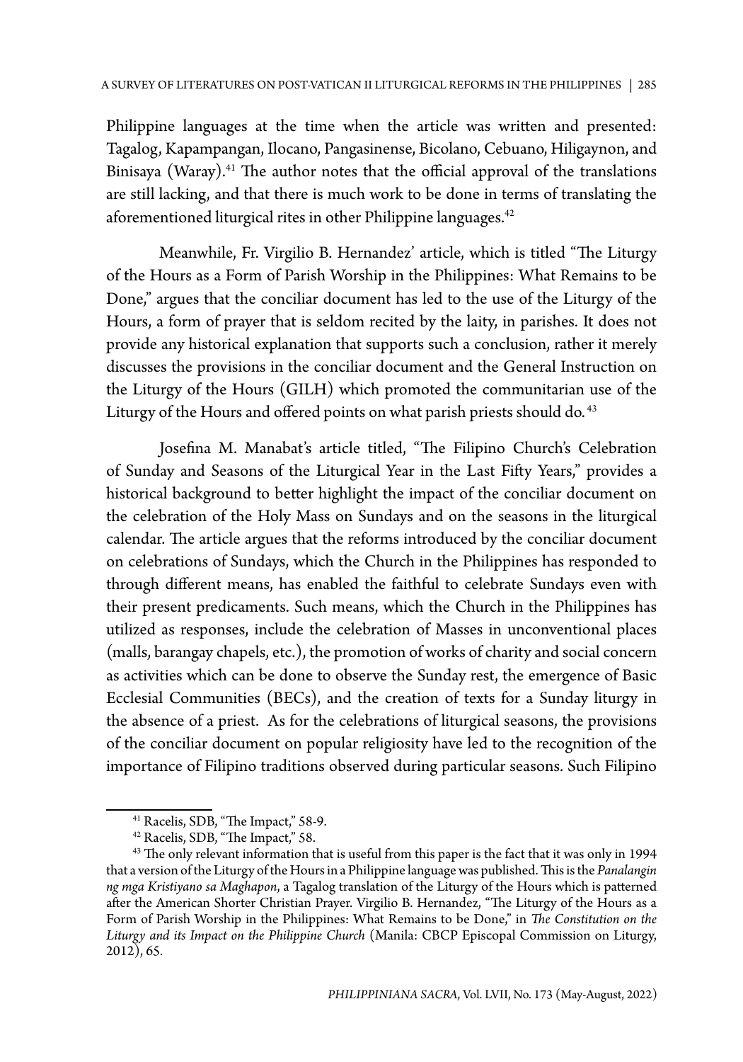Philippine languages at the time when the article was written and presented: Tagalog, Kapampangan, Ilocano, Pangasinense, Bicolano, Cebuano, Hiligaynon, and Binisaya (Waray).[41] The author notes that the official approval of the translations are still lacking, and that there is much work to be done in terms of translating the aforementioned liturgical rites in other Philippine languages.[42]

Meanwhile, Fr. Virgilio B. Hernandez' article, which is titled "The Liturgy of the Hours as a Form of Parish Worship in the Philippines: What Remains to be Done," argues that the conciliar document has led to the use of the Liturgy of the Hours, a form of prayer that is seldom recited by the laity, in parishes. It does not provide any historical explanation that supports such a conclusion, rather it merely discusses the provisions in the conciliar document and the General Instruction on the Liturgy of the Hours (GILH) which promoted the communitarian use of the Liturgy of the Hours and offered points on what parish priests should do.[43]

Josefina M. Manabat's article titled, "The Filipino Church's Celebration of Sunday and Seasons of the Liturgical Year in the Last Fifty Years," provides a historical background to better highlight the impact of the conciliar document on the celebration of the Holy Mass on Sundays and on the seasons in the liturgical calendar. The article argues that the reforms introduced by the conciliar document on celebrations of Sundays, which the Church in the Philippines has responded to through different means, has enabled the faithful to celebrate Sundays even with their present predicaments. Such means, which the Church in the Philippines has utilized as responses, include the celebration of Masses in unconventional places (malls, barangay chapels, etc.), the promotion of works of charity and social concern as activities which can be done to observe the Sunday rest, the emergence of Basic Ecclesial Communities (BECs), and the creation of texts for a Sunday liturgy in the absence of a priest. As for the celebrations of liturgical seasons, the provisions of the conciliar document on popular religiosity have led to the recognition of the importance of Filipino traditions observed during particular seasons. Such Filipino

---

[41] Racelis, SDB, "The Impact," 58-9.

[42] Racelis, SDB, "The Impact," 58.

[43] The only relevant information that is useful from this paper is the fact that it was only in 1994 that a version of the Liturgy of the Hours in a Philippine language was published. This is the *Panalangin ng mga Kristiyano sa Maghapon*, a Tagalog translation of the Liturgy of the Hours which is patterned after the American Shorter Christian Prayer. Virgilio B. Hernandez, "The Liturgy of the Hours as a Form of Parish Worship in the Philippines: What Remains to be Done," in *The Constitution on the Liturgy and its Impact on the Philippine Church* (Manila: CBCP Episcopal Commission on Liturgy, 2012), 65.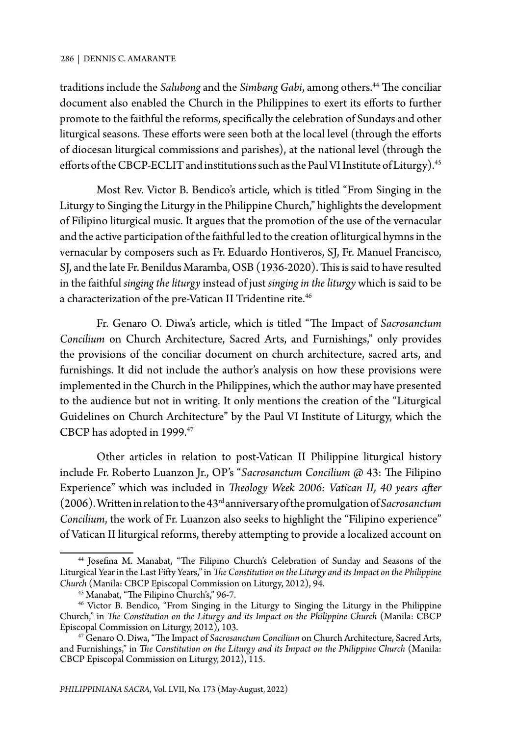traditions include the *Salubong* and the *Simbang Gabi*, among others.[44] The conciliar document also enabled the Church in the Philippines to exert its efforts to further promote to the faithful the reforms, specifically the celebration of Sundays and other liturgical seasons. These efforts were seen both at the local level (through the efforts of diocesan liturgical commissions and parishes), at the national level (through the efforts of the CBCP-ECLIT and institutions such as the Paul VI Institute of Liturgy).[45]

Most Rev. Victor B. Bendico's article, which is titled "From Singing in the Liturgy to Singing the Liturgy in the Philippine Church," highlights the development of Filipino liturgical music. It argues that the promotion of the use of the vernacular and the active participation of the faithful led to the creation of liturgical hymns in the vernacular by composers such as Fr. Eduardo Hontiveros, SJ, Fr. Manuel Francisco, SJ, and the late Fr. Benildus Maramba, OSB (1936-2020). This is said to have resulted in the faithful *singing the liturgy* instead of just *singing in the liturgy* which is said to be a characterization of the pre-Vatican II Tridentine rite.[46]

Fr. Genaro O. Diwa's article, which is titled "The Impact of *Sacrosanctum Concilium* on Church Architecture, Sacred Arts, and Furnishings," only provides the provisions of the conciliar document on church architecture, sacred arts, and furnishings. It did not include the author's analysis on how these provisions were implemented in the Church in the Philippines, which the author may have presented to the audience but not in writing. It only mentions the creation of the "Liturgical Guidelines on Church Architecture" by the Paul VI Institute of Liturgy, which the CBCP has adopted in 1999.[47]

Other articles in relation to post-Vatican II Philippine liturgical history include Fr. Roberto Luanzon Jr., OP's "*Sacrosanctum Concilium* @ 43: The Filipino Experience" which was included in *Theology Week 2006: Vatican II, 40 years after* (2006). Written in relation to the 43rd anniversary of the promulgation of *Sacrosanctum Concilium*, the work of Fr. Luanzon also seeks to highlight the "Filipino experience" of Vatican II liturgical reforms, thereby attempting to provide a localized account on

---

[44] Josefina M. Manabat, "The Filipino Church's Celebration of Sunday and Seasons of the Liturgical Year in the Last Fifty Years," in *The Constitution on the Liturgy and its Impact on the Philippine Church* (Manila: CBCP Episcopal Commission on Liturgy, 2012), 94.

[45] Manabat, "The Filipino Church's," 96-7.

[46] Victor B. Bendico, "From Singing in the Liturgy to Singing the Liturgy in the Philippine Church," in *The Constitution on the Liturgy and its Impact on the Philippine Church* (Manila: CBCP Episcopal Commission on Liturgy, 2012), 103.

[47] Genaro O. Diwa, "The Impact of *Sacrosanctum Concilium* on Church Architecture, Sacred Arts, and Furnishings," in *The Constitution on the Liturgy and its Impact on the Philippine Church* (Manila: CBCP Episcopal Commission on Liturgy, 2012), 115.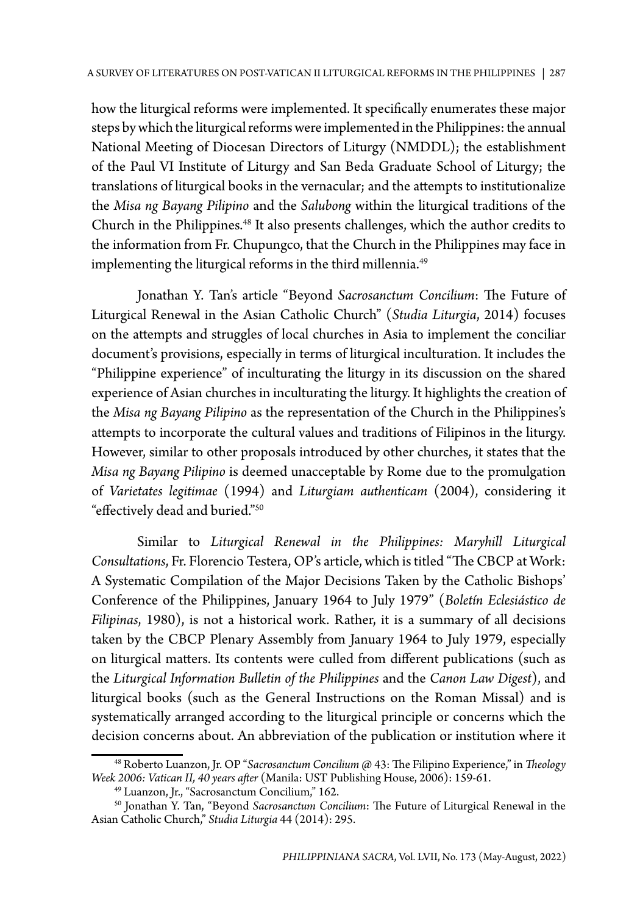how the liturgical reforms were implemented. It specifically enumerates these major steps by which the liturgical reforms were implemented in the Philippines: the annual National Meeting of Diocesan Directors of Liturgy (NMDDL); the establishment of the Paul VI Institute of Liturgy and San Beda Graduate School of Liturgy; the translations of liturgical books in the vernacular; and the attempts to institutionalize the *Misa ng Bayang Pilipino* and the *Salubong* within the liturgical traditions of the Church in the Philippines.[48] It also presents challenges, which the author credits to the information from Fr. Chupungco, that the Church in the Philippines may face in implementing the liturgical reforms in the third millennia.[49]

Jonathan Y. Tan's article "Beyond *Sacrosanctum Concilium*: The Future of Liturgical Renewal in the Asian Catholic Church" (*Studia Liturgia*, 2014) focuses on the attempts and struggles of local churches in Asia to implement the conciliar document's provisions, especially in terms of liturgical inculturation. It includes the "Philippine experience" of inculturating the liturgy in its discussion on the shared experience of Asian churches in inculturating the liturgy. It highlights the creation of the *Misa ng Bayang Pilipino* as the representation of the Church in the Philippines's attempts to incorporate the cultural values and traditions of Filipinos in the liturgy. However, similar to other proposals introduced by other churches, it states that the *Misa ng Bayang Pilipino* is deemed unacceptable by Rome due to the promulgation of *Varietates legitimae* (1994) and *Liturgiam authenticam* (2004), considering it "effectively dead and buried."[50]

Similar to *Liturgical Renewal in the Philippines: Maryhill Liturgical Consultations*, Fr. Florencio Testera, OP's article, which is titled "The CBCP at Work: A Systematic Compilation of the Major Decisions Taken by the Catholic Bishops' Conference of the Philippines, January 1964 to July 1979" (*Boletín Eclesiástico de Filipinas*, 1980), is not a historical work. Rather, it is a summary of all decisions taken by the CBCP Plenary Assembly from January 1964 to July 1979, especially on liturgical matters. Its contents were culled from different publications (such as the *Liturgical Information Bulletin of the Philippines* and the *Canon Law Digest*), and liturgical books (such as the General Instructions on the Roman Missal) and is systematically arranged according to the liturgical principle or concerns which the decision concerns about. An abbreviation of the publication or institution where it

---

[48] Roberto Luanzon, Jr. OP "*Sacrosanctum Concilium* @ 43: The Filipino Experience," in *Theology Week 2006: Vatican II, 40 years after* (Manila: UST Publishing House, 2006): 159-61.

[49] Luanzon, Jr., "Sacrosanctum Concilium," 162.

[50] Jonathan Y. Tan, "Beyond *Sacrosanctum Concilium*: The Future of Liturgical Renewal in the Asian Catholic Church," *Studia Liturgia* 44 (2014): 295.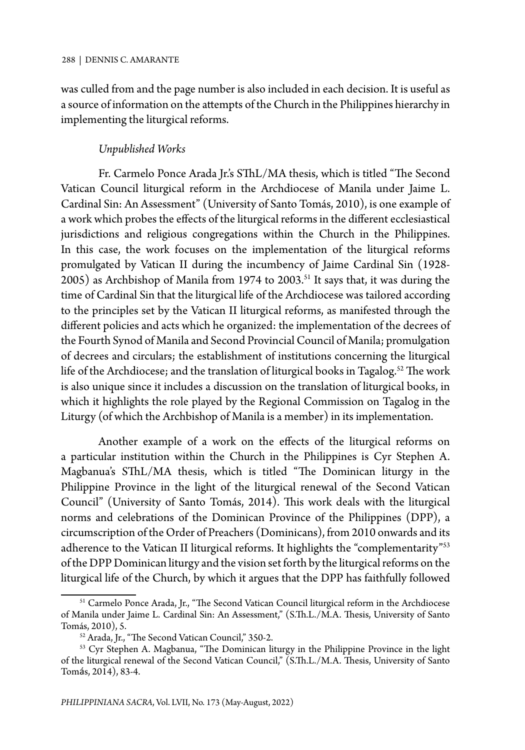was culled from and the page number is also included in each decision. It is useful as a source of information on the attempts of the Church in the Philippines hierarchy in implementing the liturgical reforms.

*Unpublished Works*

Fr. Carmelo Ponce Arada Jr.'s SThL/MA thesis, which is titled "The Second Vatican Council liturgical reform in the Archdiocese of Manila under Jaime L. Cardinal Sin: An Assessment" (University of Santo Tomás, 2010), is one example of a work which probes the effects of the liturgical reforms in the different ecclesiastical jurisdictions and religious congregations within the Church in the Philippines. In this case, the work focuses on the implementation of the liturgical reforms promulgated by Vatican II during the incumbency of Jaime Cardinal Sin (1928-2005) as Archbishop of Manila from 1974 to 2003.[51] It says that, it was during the time of Cardinal Sin that the liturgical life of the Archdiocese was tailored according to the principles set by the Vatican II liturgical reforms, as manifested through the different policies and acts which he organized: the implementation of the decrees of the Fourth Synod of Manila and Second Provincial Council of Manila; promulgation of decrees and circulars; the establishment of institutions concerning the liturgical life of the Archdiocese; and the translation of liturgical books in Tagalog.[52] The work is also unique since it includes a discussion on the translation of liturgical books, in which it highlights the role played by the Regional Commission on Tagalog in the Liturgy (of which the Archbishop of Manila is a member) in its implementation.

Another example of a work on the effects of the liturgical reforms on a particular institution within the Church in the Philippines is Cyr Stephen A. Magbanua's SThL/MA thesis, which is titled "The Dominican liturgy in the Philippine Province in the light of the liturgical renewal of the Second Vatican Council" (University of Santo Tomás, 2014). This work deals with the liturgical norms and celebrations of the Dominican Province of the Philippines (DPP), a circumscription of the Order of Preachers (Dominicans), from 2010 onwards and its adherence to the Vatican II liturgical reforms. It highlights the "complementarity"[53] of the DPP Dominican liturgy and the vision set forth by the liturgical reforms on the liturgical life of the Church, by which it argues that the DPP has faithfully followed

[51] Carmelo Ponce Arada, Jr., "The Second Vatican Council liturgical reform in the Archdiocese of Manila under Jaime L. Cardinal Sin: An Assessment," (S.Th.L./M.A. Thesis, University of Santo Tomás, 2010), 5.

[52] Arada, Jr., "The Second Vatican Council," 350-2.

[53] Cyr Stephen A. Magbanua, "The Dominican liturgy in the Philippine Province in the light of the liturgical renewal of the Second Vatican Council," (S.Th.L./M.A. Thesis, University of Santo Tomás, 2014), 83-4.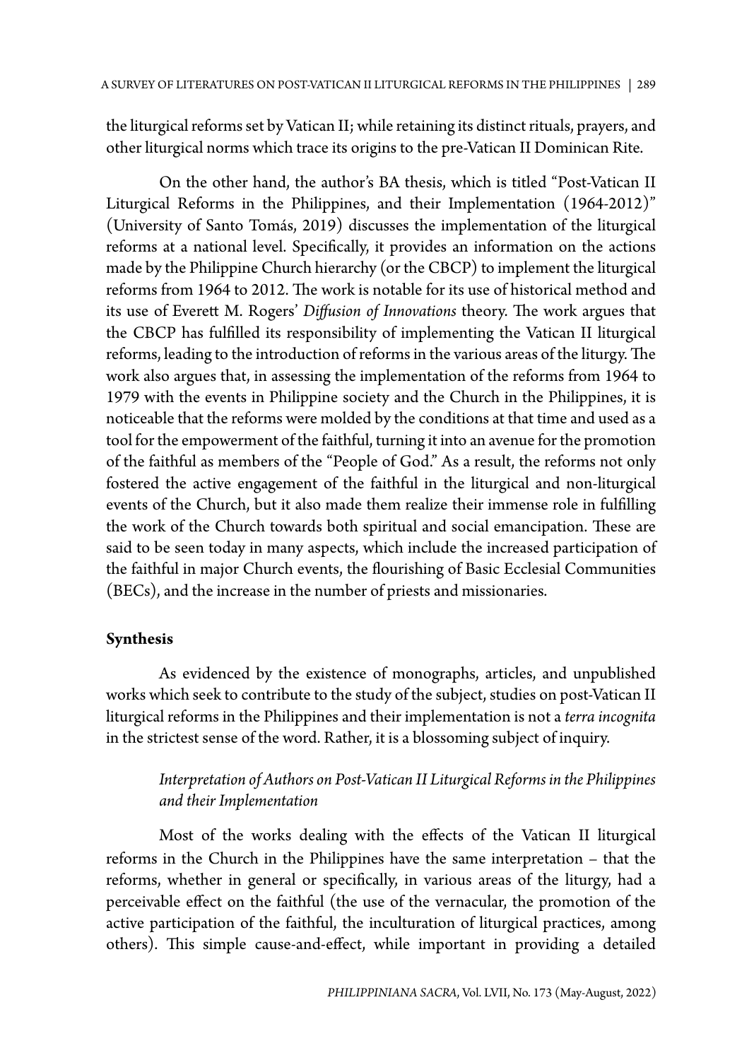the liturgical reforms set by Vatican II; while retaining its distinct rituals, prayers, and other liturgical norms which trace its origins to the pre-Vatican II Dominican Rite.

On the other hand, the author's BA thesis, which is titled "Post-Vatican II Liturgical Reforms in the Philippines, and their Implementation (1964-2012)" (University of Santo Tomás, 2019) discusses the implementation of the liturgical reforms at a national level. Specifically, it provides an information on the actions made by the Philippine Church hierarchy (or the CBCP) to implement the liturgical reforms from 1964 to 2012. The work is notable for its use of historical method and its use of Everett M. Rogers' *Diffusion of Innovations* theory. The work argues that the CBCP has fulfilled its responsibility of implementing the Vatican II liturgical reforms, leading to the introduction of reforms in the various areas of the liturgy. The work also argues that, in assessing the implementation of the reforms from 1964 to 1979 with the events in Philippine society and the Church in the Philippines, it is noticeable that the reforms were molded by the conditions at that time and used as a tool for the empowerment of the faithful, turning it into an avenue for the promotion of the faithful as members of the "People of God." As a result, the reforms not only fostered the active engagement of the faithful in the liturgical and non-liturgical events of the Church, but it also made them realize their immense role in fulfilling the work of the Church towards both spiritual and social emancipation. These are said to be seen today in many aspects, which include the increased participation of the faithful in major Church events, the flourishing of Basic Ecclesial Communities (BECs), and the increase in the number of priests and missionaries.

## Synthesis

As evidenced by the existence of monographs, articles, and unpublished works which seek to contribute to the study of the subject, studies on post-Vatican II liturgical reforms in the Philippines and their implementation is not a *terra incognita* in the strictest sense of the word. Rather, it is a blossoming subject of inquiry.

### *Interpretation of Authors on Post-Vatican II Liturgical Reforms in the Philippines and their Implementation*

Most of the works dealing with the effects of the Vatican II liturgical reforms in the Church in the Philippines have the same interpretation – that the reforms, whether in general or specifically, in various areas of the liturgy, had a perceivable effect on the faithful (the use of the vernacular, the promotion of the active participation of the faithful, the inculturation of liturgical practices, among others). This simple cause-and-effect, while important in providing a detailed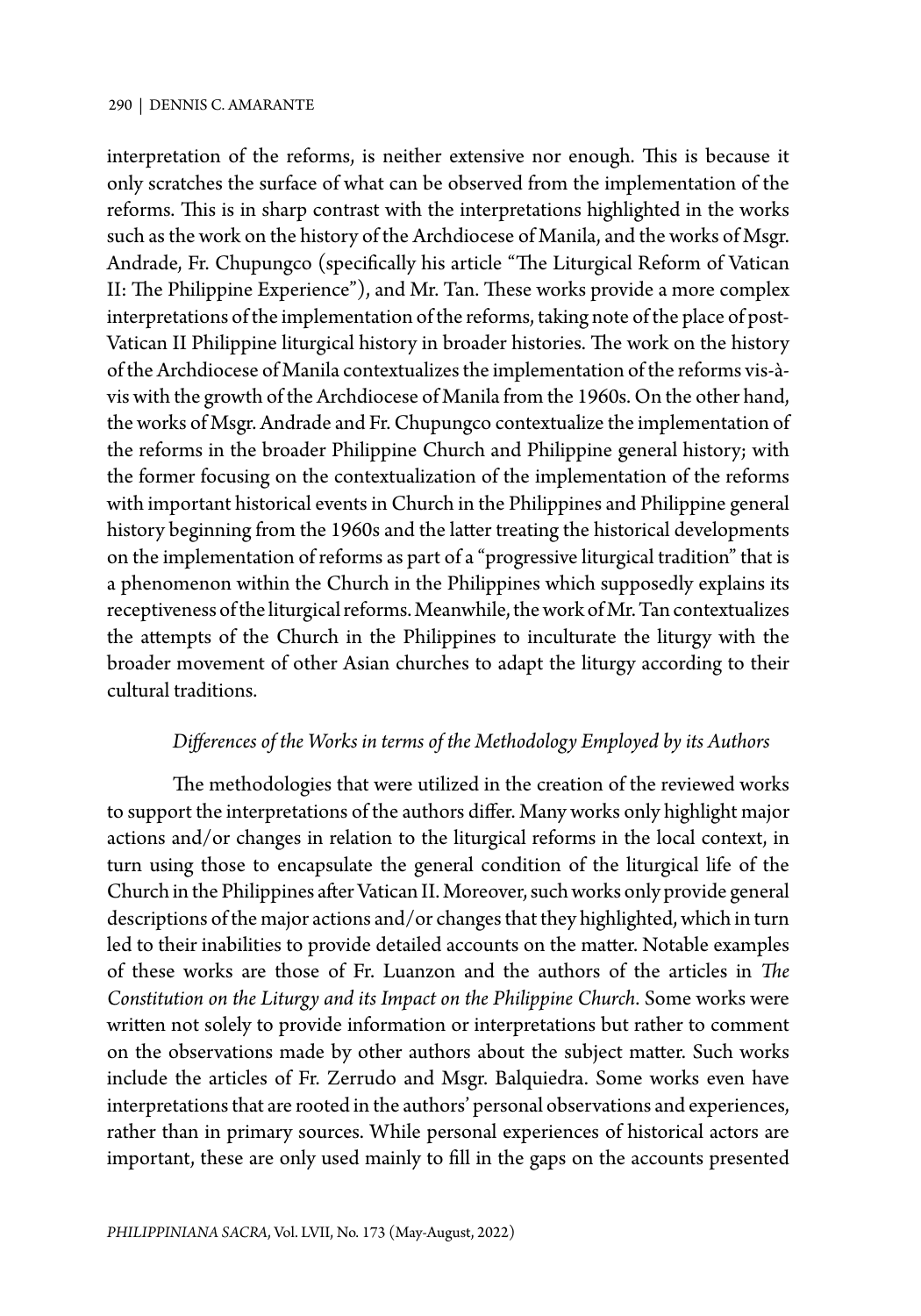interpretation of the reforms, is neither extensive nor enough. This is because it only scratches the surface of what can be observed from the implementation of the reforms. This is in sharp contrast with the interpretations highlighted in the works such as the work on the history of the Archdiocese of Manila, and the works of Msgr. Andrade, Fr. Chupungco (specifically his article "The Liturgical Reform of Vatican II: The Philippine Experience"), and Mr. Tan. These works provide a more complex interpretations of the implementation of the reforms, taking note of the place of post-Vatican II Philippine liturgical history in broader histories. The work on the history of the Archdiocese of Manila contextualizes the implementation of the reforms vis-à-vis with the growth of the Archdiocese of Manila from the 1960s. On the other hand, the works of Msgr. Andrade and Fr. Chupungco contextualize the implementation of the reforms in the broader Philippine Church and Philippine general history; with the former focusing on the contextualization of the implementation of the reforms with important historical events in Church in the Philippines and Philippine general history beginning from the 1960s and the latter treating the historical developments on the implementation of reforms as part of a "progressive liturgical tradition" that is a phenomenon within the Church in the Philippines which supposedly explains its receptiveness of the liturgical reforms. Meanwhile, the work of Mr. Tan contextualizes the attempts of the Church in the Philippines to inculturate the liturgy with the broader movement of other Asian churches to adapt the liturgy according to their cultural traditions.

### *Differences of the Works in terms of the Methodology Employed by its Authors*

The methodologies that were utilized in the creation of the reviewed works to support the interpretations of the authors differ. Many works only highlight major actions and/or changes in relation to the liturgical reforms in the local context, in turn using those to encapsulate the general condition of the liturgical life of the Church in the Philippines after Vatican II. Moreover, such works only provide general descriptions of the major actions and/or changes that they highlighted, which in turn led to their inabilities to provide detailed accounts on the matter. Notable examples of these works are those of Fr. Luanzon and the authors of the articles in *The Constitution on the Liturgy and its Impact on the Philippine Church*. Some works were written not solely to provide information or interpretations but rather to comment on the observations made by other authors about the subject matter. Such works include the articles of Fr. Zerrudo and Msgr. Balquiedra. Some works even have interpretations that are rooted in the authors' personal observations and experiences, rather than in primary sources. While personal experiences of historical actors are important, these are only used mainly to fill in the gaps on the accounts presented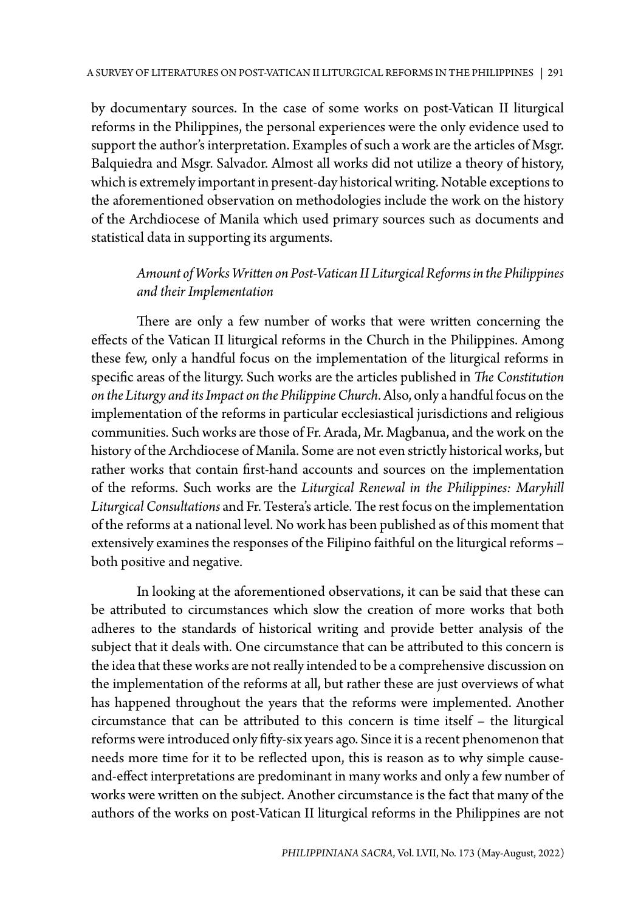by documentary sources. In the case of some works on post-Vatican II liturgical reforms in the Philippines, the personal experiences were the only evidence used to support the author's interpretation. Examples of such a work are the articles of Msgr. Balquiedra and Msgr. Salvador. Almost all works did not utilize a theory of history, which is extremely important in present-day historical writing. Notable exceptions to the aforementioned observation on methodologies include the work on the history of the Archdiocese of Manila which used primary sources such as documents and statistical data in supporting its arguments.

*Amount of Works Written on Post-Vatican II Liturgical Reforms in the Philippines and their Implementation*

There are only a few number of works that were written concerning the effects of the Vatican II liturgical reforms in the Church in the Philippines. Among these few, only a handful focus on the implementation of the liturgical reforms in specific areas of the liturgy. Such works are the articles published in *The Constitution on the Liturgy and its Impact on the Philippine Church*. Also, only a handful focus on the implementation of the reforms in particular ecclesiastical jurisdictions and religious communities. Such works are those of Fr. Arada, Mr. Magbanua, and the work on the history of the Archdiocese of Manila. Some are not even strictly historical works, but rather works that contain first-hand accounts and sources on the implementation of the reforms. Such works are the *Liturgical Renewal in the Philippines: Maryhill Liturgical Consultations* and Fr. Testera's article. The rest focus on the implementation of the reforms at a national level. No work has been published as of this moment that extensively examines the responses of the Filipino faithful on the liturgical reforms – both positive and negative.

In looking at the aforementioned observations, it can be said that these can be attributed to circumstances which slow the creation of more works that both adheres to the standards of historical writing and provide better analysis of the subject that it deals with. One circumstance that can be attributed to this concern is the idea that these works are not really intended to be a comprehensive discussion on the implementation of the reforms at all, but rather these are just overviews of what has happened throughout the years that the reforms were implemented. Another circumstance that can be attributed to this concern is time itself – the liturgical reforms were introduced only fifty-six years ago. Since it is a recent phenomenon that needs more time for it to be reflected upon, this is reason as to why simple cause-and-effect interpretations are predominant in many works and only a few number of works were written on the subject. Another circumstance is the fact that many of the authors of the works on post-Vatican II liturgical reforms in the Philippines are not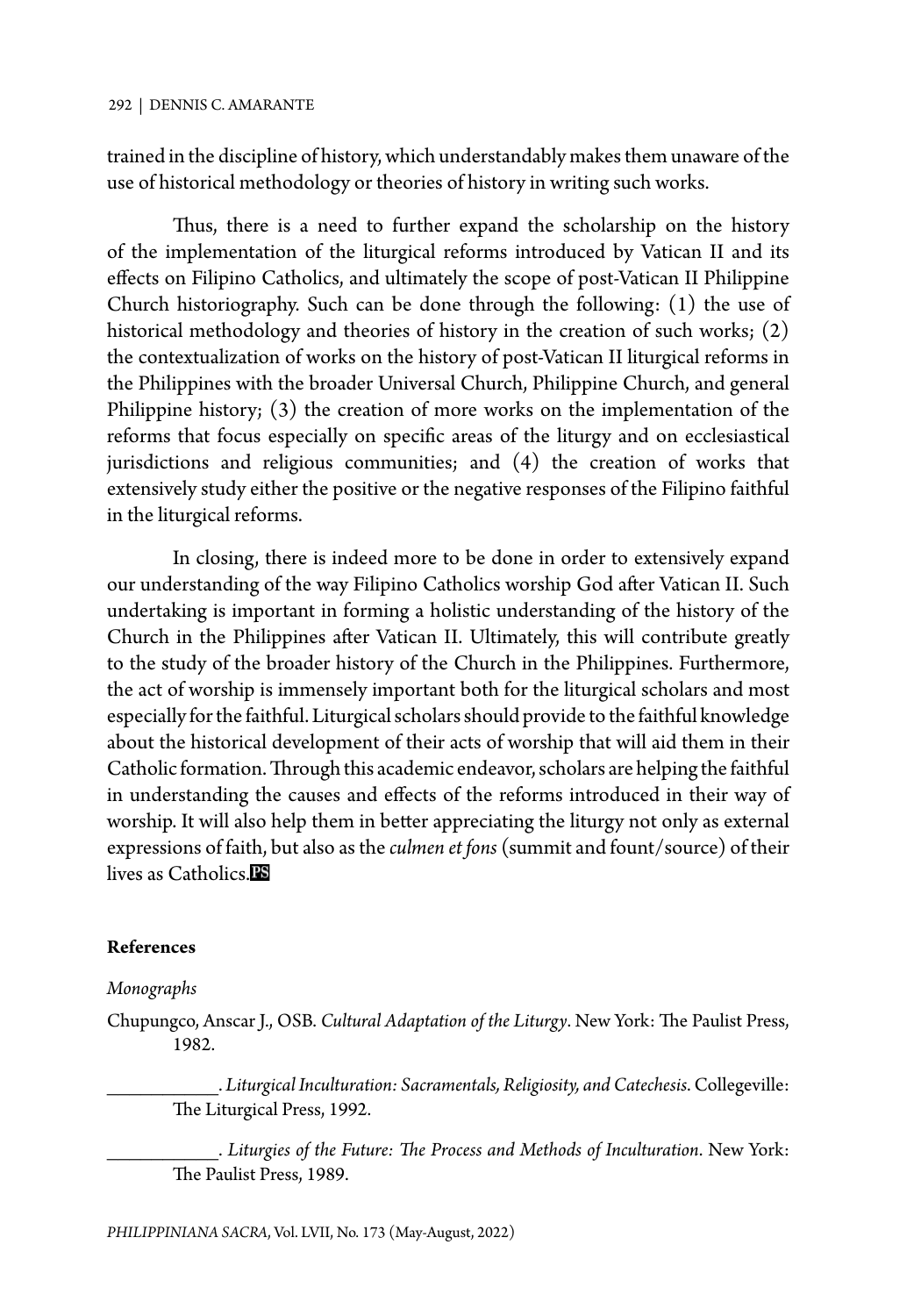trained in the discipline of history, which understandably makes them unaware of the use of historical methodology or theories of history in writing such works.

Thus, there is a need to further expand the scholarship on the history of the implementation of the liturgical reforms introduced by Vatican II and its effects on Filipino Catholics, and ultimately the scope of post-Vatican II Philippine Church historiography. Such can be done through the following: (1) the use of historical methodology and theories of history in the creation of such works; (2) the contextualization of works on the history of post-Vatican II liturgical reforms in the Philippines with the broader Universal Church, Philippine Church, and general Philippine history; (3) the creation of more works on the implementation of the reforms that focus especially on specific areas of the liturgy and on ecclesiastical jurisdictions and religious communities; and (4) the creation of works that extensively study either the positive or the negative responses of the Filipino faithful in the liturgical reforms.

In closing, there is indeed more to be done in order to extensively expand our understanding of the way Filipino Catholics worship God after Vatican II. Such undertaking is important in forming a holistic understanding of the history of the Church in the Philippines after Vatican II. Ultimately, this will contribute greatly to the study of the broader history of the Church in the Philippines. Furthermore, the act of worship is immensely important both for the liturgical scholars and most especially for the faithful. Liturgical scholars should provide to the faithful knowledge about the historical development of their acts of worship that will aid them in their Catholic formation. Through this academic endeavor, scholars are helping the faithful in understanding the causes and effects of the reforms introduced in their way of worship. It will also help them in better appreciating the liturgy not only as external expressions of faith, but also as the *culmen et fons* (summit and fount/source) of their lives as Catholics. PS

**References**

*Monographs*

Chupungco, Anscar J., OSB. *Cultural Adaptation of the Liturgy*. New York: The Paulist Press, 1982.

\_\_\_\_\_\_\_\_\_\_\_\_. *Liturgical Inculturation: Sacramentals, Religiosity, and Catechesis*. Collegeville: The Liturgical Press, 1992.

\_\_\_\_\_\_\_\_\_\_\_\_. *Liturgies of the Future: The Process and Methods of Inculturation*. New York: The Paulist Press, 1989.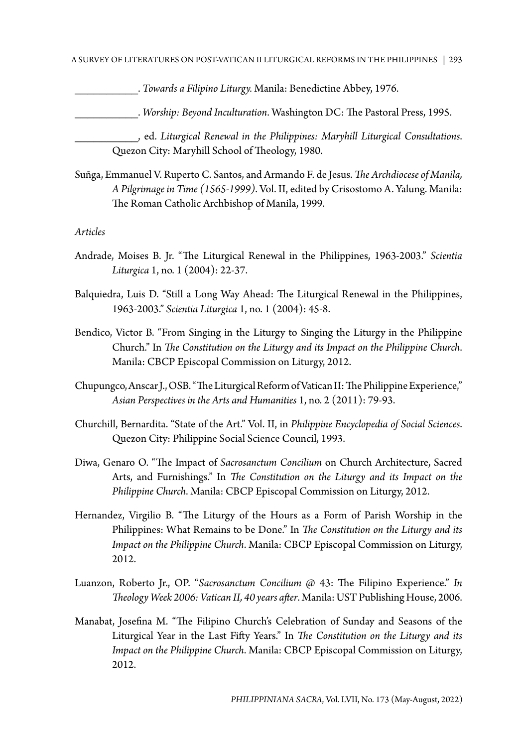\_\_\_\_\_\_\_\_\_\_\_\_. *Towards a Filipino Liturgy.* Manila: Benedictine Abbey, 1976.

\_\_\_\_\_\_\_\_\_\_\_\_. *Worship: Beyond Inculturation*. Washington DC: The Pastoral Press, 1995.

\_\_\_\_\_\_\_\_\_\_\_\_, ed. *Liturgical Renewal in the Philippines: Maryhill Liturgical Consultations.* Quezon City: Maryhill School of Theology, 1980.

Suñga, Emmanuel V. Ruperto C. Santos, and Armando F. de Jesus. *The Archdiocese of Manila, A Pilgrimage in Time (1565-1999)*. Vol. II, edited by Crisostomo A. Yalung. Manila: The Roman Catholic Archbishop of Manila, 1999.

*Articles*

Andrade, Moises B. Jr. "The Liturgical Renewal in the Philippines, 1963-2003." *Scientia Liturgica* 1, no. 1 (2004): 22-37.

Balquiedra, Luis D. "Still a Long Way Ahead: The Liturgical Renewal in the Philippines, 1963-2003." *Scientia Liturgica* 1, no. 1 (2004): 45-8.

Bendico, Victor B. "From Singing in the Liturgy to Singing the Liturgy in the Philippine Church." In *The Constitution on the Liturgy and its Impact on the Philippine Church*. Manila: CBCP Episcopal Commission on Liturgy, 2012.

Chupungco, Anscar J., OSB. "The Liturgical Reform of Vatican II: The Philippine Experience," *Asian Perspectives in the Arts and Humanities* 1, no. 2 (2011): 79-93.

Churchill, Bernardita. "State of the Art." Vol. II, in *Philippine Encyclopedia of Social Sciences*. Quezon City: Philippine Social Science Council, 1993.

Diwa, Genaro O. "The Impact of *Sacrosanctum Concilium* on Church Architecture, Sacred Arts, and Furnishings." In *The Constitution on the Liturgy and its Impact on the Philippine Church*. Manila: CBCP Episcopal Commission on Liturgy, 2012.

Hernandez, Virgilio B. "The Liturgy of the Hours as a Form of Parish Worship in the Philippines: What Remains to be Done." In *The Constitution on the Liturgy and its Impact on the Philippine Church*. Manila: CBCP Episcopal Commission on Liturgy, 2012.

Luanzon, Roberto Jr., OP. "*Sacrosanctum Concilium* @ 43: The Filipino Experience." *In Theology Week 2006: Vatican II, 40 years after*. Manila: UST Publishing House, 2006.

Manabat, Josefina M. "The Filipino Church's Celebration of Sunday and Seasons of the Liturgical Year in the Last Fifty Years." In *The Constitution on the Liturgy and its Impact on the Philippine Church*. Manila: CBCP Episcopal Commission on Liturgy, 2012.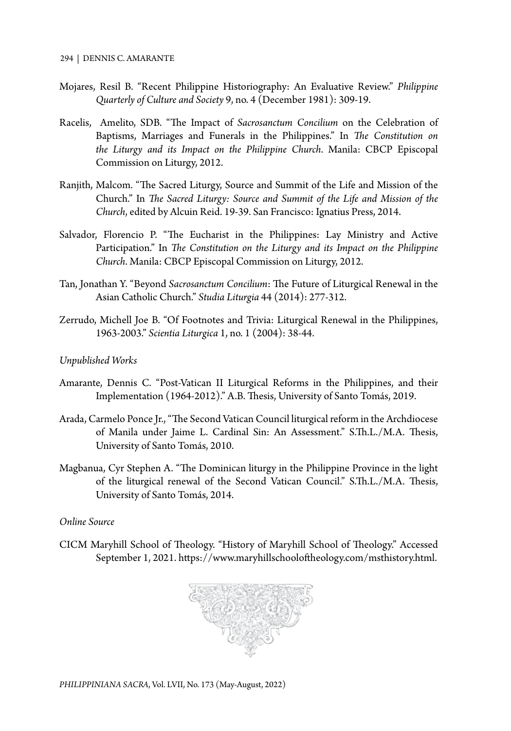Mojares, Resil B. "Recent Philippine Historiography: An Evaluative Review." *Philippine Quarterly of Culture and Society* 9, no. 4 (December 1981): 309-19.

Racelis, Amelito, SDB. "The Impact of *Sacrosanctum Concilium* on the Celebration of Baptisms, Marriages and Funerals in the Philippines." In *The Constitution on the Liturgy and its Impact on the Philippine Church*. Manila: CBCP Episcopal Commission on Liturgy, 2012.

Ranjith, Malcom. "The Sacred Liturgy, Source and Summit of the Life and Mission of the Church." In *The Sacred Liturgy: Source and Summit of the Life and Mission of the Church*, edited by Alcuin Reid. 19-39. San Francisco: Ignatius Press, 2014.

Salvador, Florencio P. "The Eucharist in the Philippines: Lay Ministry and Active Participation." In *The Constitution on the Liturgy and its Impact on the Philippine Church*. Manila: CBCP Episcopal Commission on Liturgy, 2012.

Tan, Jonathan Y. "Beyond *Sacrosanctum Concilium*: The Future of Liturgical Renewal in the Asian Catholic Church." *Studia Liturgia* 44 (2014): 277-312.

Zerrudo, Michell Joe B. "Of Footnotes and Trivia: Liturgical Renewal in the Philippines, 1963-2003." *Scientia Liturgica* 1, no. 1 (2004): 38-44.

*Unpublished Works*

Amarante, Dennis C. "Post-Vatican II Liturgical Reforms in the Philippines, and their Implementation (1964-2012)." A.B. Thesis, University of Santo Tomás, 2019.

Arada, Carmelo Ponce Jr., "The Second Vatican Council liturgical reform in the Archdiocese of Manila under Jaime L. Cardinal Sin: An Assessment." S.Th.L./M.A. Thesis, University of Santo Tomás, 2010.

Magbanua, Cyr Stephen A. "The Dominican liturgy in the Philippine Province in the light of the liturgical renewal of the Second Vatican Council." S.Th.L./M.A. Thesis, University of Santo Tomás, 2014.

*Online Source*

CICM Maryhill School of Theology. "History of Maryhill School of Theology." Accessed September 1, 2021. https://www.maryhillschooloftheology.com/msthistory.html.